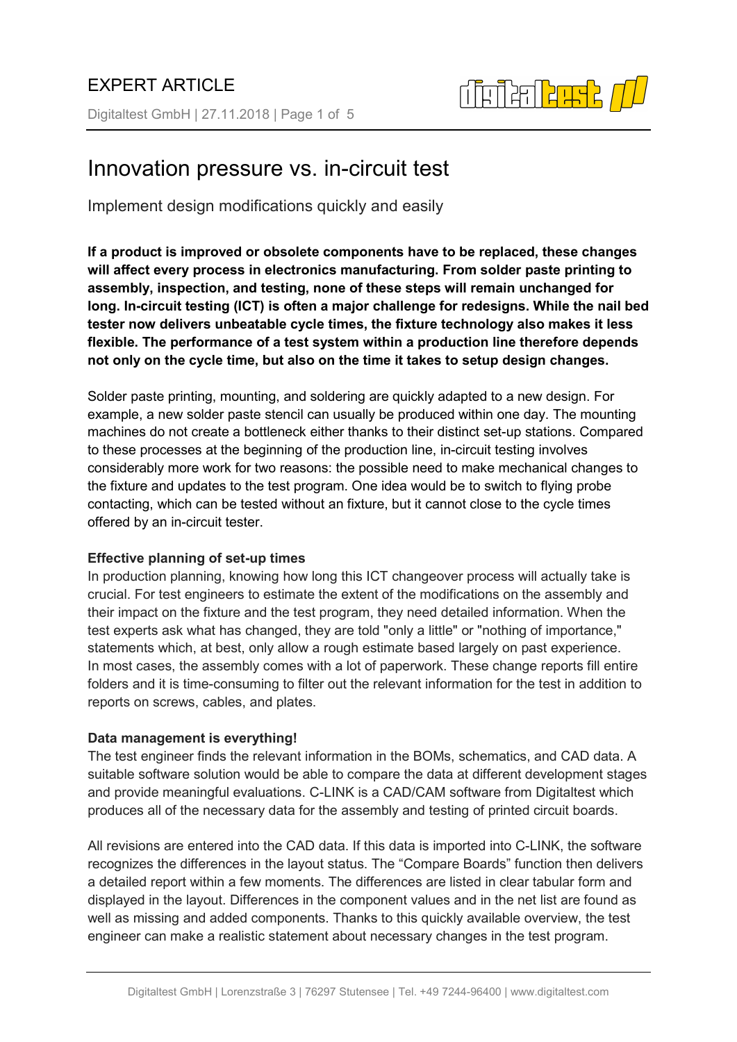# Innovation pressure vs. in-circuit test

Implement design modifications quickly and easily

**If a product is improved or obsolete components have to be replaced, these changes will affect every process in electronics manufacturing. From solder paste printing to assembly, inspection, and testing, none of these steps will remain unchanged for long. In-circuit testing (ICT) is often a major challenge for redesigns. While the nail bed tester now delivers unbeatable cycle times, the fixture technology also makes it less flexible. The performance of a test system within a production line therefore depends not only on the cycle time, but also on the time it takes to setup design changes.**

Solder paste printing, mounting, and soldering are quickly adapted to a new design. For example, a new solder paste stencil can usually be produced within one day. The mounting machines do not create a bottleneck either thanks to their distinct set-up stations. Compared to these processes at the beginning of the production line, in-circuit testing involves considerably more work for two reasons: the possible need to make mechanical changes to the fixture and updates to the test program. One idea would be to switch to flying probe contacting, which can be tested without an fixture, but it cannot close to the cycle times offered by an in-circuit tester.

**Effective planning of set-up times**

In production planning, knowing how long this ICT changeover process will actually take is crucial. For test engineers to estimate the extent of the modifications on the assembly and their impact on the fixture and the test program, they need detailed information. When the test experts ask what has changed, they are told "only a little" or "nothing of importance," statements which, at best, only allow a rough estimate based largely on past experience. In most cases, the assembly comes with a lot of paperwork. These change reports fill entire folders and it is time-consuming to filter out the relevant information for the test in addition to reports on screws, cables, and plates.

**Data management is everything!**

The test engineer finds the relevant information in the BOMs, schematics, and CAD data. A suitable software solution would be able to compare the data at different development stages and provide meaningful evaluations. C-LINK is a CAD/CAM software from Digitaltest which produces all of the necessary data for the assembly and testing of printed circuit boards.

All revisions are entered into the CAD data. If this data is imported into C-LINK, the software recognizes the differences in the layout status. The “Compare Boards” function then delivers a detailed report within a few moments. The differences are listed in clear tabular form and displayed in the layout. Differences in the component values and in the net list are found as well as missing and added components. Thanks to this quickly available overview, the test engineer can make a realistic statement about necessary changes in the test program.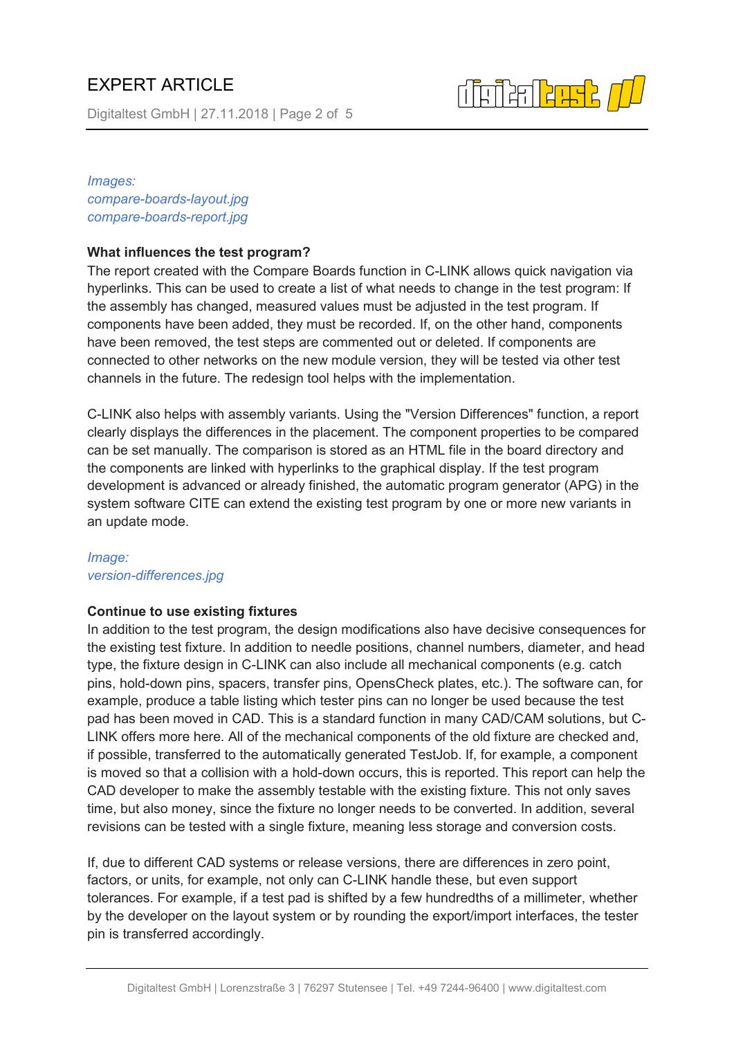*Images:*
*compare-boards-layout.jpg*
*compare-boards-report.jpg*

**What influences the test program?**

The report created with the Compare Boards function in C-LINK allows quick navigation via hyperlinks. This can be used to create a list of what needs to change in the test program: If the assembly has changed, measured values must be adjusted in the test program. If components have been added, they must be recorded. If, on the other hand, components have been removed, the test steps are commented out or deleted. If components are connected to other networks on the new module version, they will be tested via other test channels in the future. The redesign tool helps with the implementation.

C-LINK also helps with assembly variants. Using the "Version Differences" function, a report clearly displays the differences in the placement. The component properties to be compared can be set manually. The comparison is stored as an HTML file in the board directory and the components are linked with hyperlinks to the graphical display. If the test program development is advanced or already finished, the automatic program generator (APG) in the system software CITE can extend the existing test program by one or more new variants in an update mode.

*Image:*
*version-differences.jpg*

**Continue to use existing fixtures**

In addition to the test program, the design modifications also have decisive consequences for the existing test fixture. In addition to needle positions, channel numbers, diameter, and head type, the fixture design in C-LINK can also include all mechanical components (e.g. catch pins, hold-down pins, spacers, transfer pins, OpensCheck plates, etc.). The software can, for example, produce a table listing which tester pins can no longer be used because the test pad has been moved in CAD. This is a standard function in many CAD/CAM solutions, but C-LINK offers more here. All of the mechanical components of the old fixture are checked and, if possible, transferred to the automatically generated TestJob. If, for example, a component is moved so that a collision with a hold-down occurs, this is reported. This report can help the CAD developer to make the assembly testable with the existing fixture. This not only saves time, but also money, since the fixture no longer needs to be converted. In addition, several revisions can be tested with a single fixture, meaning less storage and conversion costs.

If, due to different CAD systems or release versions, there are differences in zero point, factors, or units, for example, not only can C-LINK handle these, but even support tolerances. For example, if a test pad is shifted by a few hundredths of a millimeter, whether by the developer on the layout system or by rounding the export/import interfaces, the tester pin is transferred accordingly.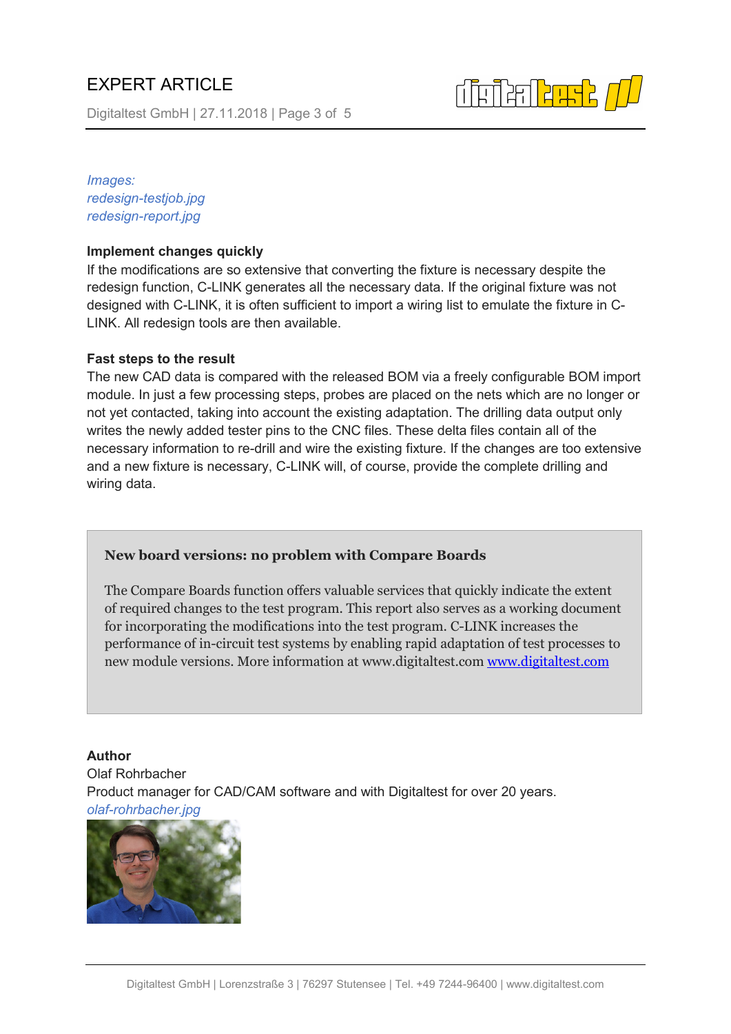*Images:*
*redesign-testjob.jpg*
*redesign-report.jpg*

**Implement changes quickly**
If the modifications are so extensive that converting the fixture is necessary despite the redesign function, C-LINK generates all the necessary data. If the original fixture was not designed with C-LINK, it is often sufficient to import a wiring list to emulate the fixture in C-LINK. All redesign tools are then available.

**Fast steps to the result**
The new CAD data is compared with the released BOM via a freely configurable BOM import module. In just a few processing steps, probes are placed on the nets which are no longer or not yet contacted, taking into account the existing adaptation. The drilling data output only writes the newly added tester pins to the CNC files. These delta files contain all of the necessary information to re-drill and wire the existing fixture. If the changes are too extensive and a new fixture is necessary, C-LINK will, of course, provide the complete drilling and wiring data.

**New board versions: no problem with Compare Boards**

The Compare Boards function offers valuable services that quickly indicate the extent of required changes to the test program. This report also serves as a working document for incorporating the modifications into the test program. C-LINK increases the performance of in-circuit test systems by enabling rapid adaptation of test processes to new module versions. More information at www.digitaltest.com [www.digitaltest.com](http://www.digitaltest.com)

**Author**
Olaf Rohrbacher
Product manager for CAD/CAM software and with Digitaltest for over 20 years.
*olaf-rohrbacher.jpg*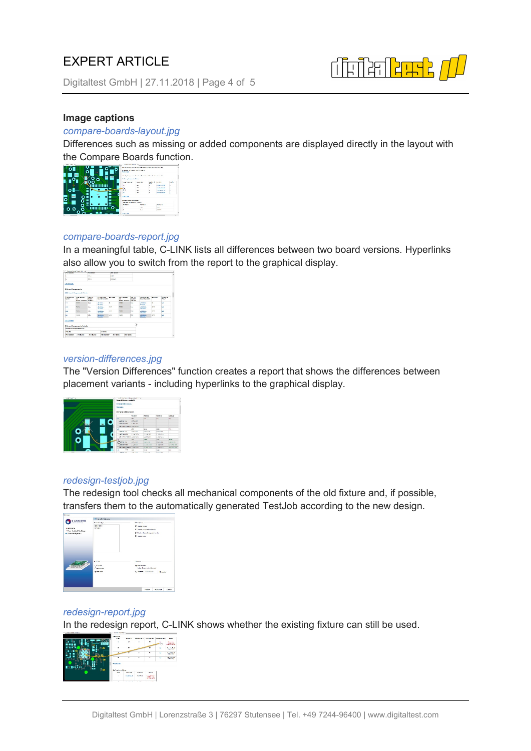**Image captions**

*compare-boards-layout.jpg*

Differences such as missing or added components are displayed directly in the layout with the Compare Boards function.

*compare-boards-report.jpg*

In a meaningful table, C-LINK lists all differences between two board versions. Hyperlinks also allow you to switch from the report to the graphical display.

*version-differences.jpg*

The "Version Differences" function creates a report that shows the differences between placement variants - including hyperlinks to the graphical display.

*redesign-testjob.jpg*

The redesign tool checks all mechanical components of the old fixture and, if possible, transfers them to the automatically generated TestJob according to the new design.

*redesign-report.jpg*

In the redesign report, C-LINK shows whether the existing fixture can still be used.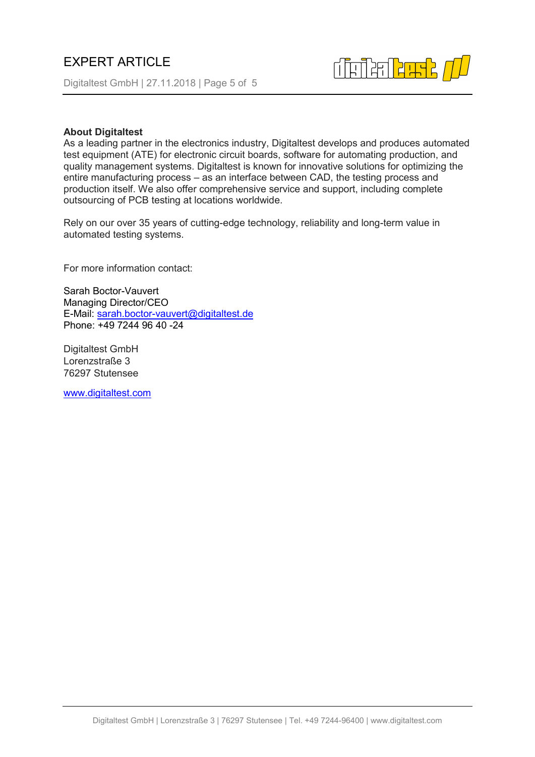**About Digitaltest**

As a leading partner in the electronics industry, Digitaltest develops and produces automated test equipment (ATE) for electronic circuit boards, software for automating production, and quality management systems. Digitaltest is known for innovative solutions for optimizing the entire manufacturing process – as an interface between CAD, the testing process and production itself. We also offer comprehensive service and support, including complete outsourcing of PCB testing at locations worldwide.

Rely on our over 35 years of cutting-edge technology, reliability and long-term value in automated testing systems.

For more information contact:

Sarah Boctor-Vauvert  
Managing Director/CEO  
E-Mail: sarah.boctor-vauvert@digitaltest.de  
Phone: +49 7244 96 40 -24

Digitaltest GmbH  
Lorenzstraße 3  
76297 Stutensee

www.digitaltest.com